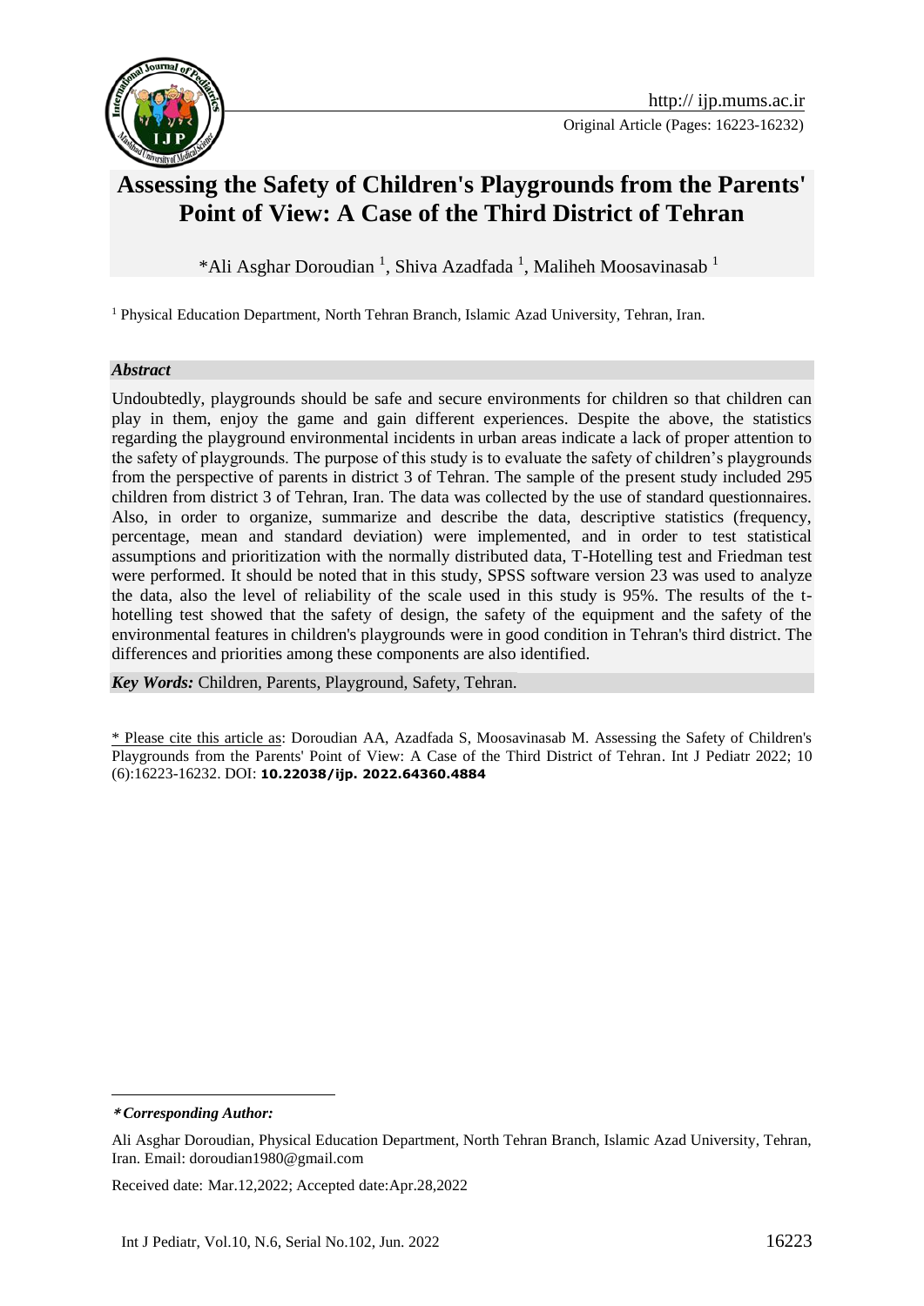Original Article (Pages: 16223-16232)

# Assessing the Safety of Children's Playgrounds from the Parents' Point of View: A Case of the Third District of Tehran

*Ali Asghar Doroudian [1], Shiva Azadfada [1], Maliheh Moosavinasab [1]

[1] Physical Education Department, North Tehran Branch, Islamic Azad University, Tehran, Iran.

***Abstract***

Undoubtedly, playgrounds should be safe and secure environments for children so that children can play in them, enjoy the game and gain different experiences. Despite the above, the statistics regarding the playground environmental incidents in urban areas indicate a lack of proper attention to the safety of playgrounds. The purpose of this study is to evaluate the safety of children's playgrounds from the perspective of parents in district 3 of Tehran. The sample of the present study included 295 children from district 3 of Tehran, Iran. The data was collected by the use of standard questionnaires. Also, in order to organize, summarize and describe the data, descriptive statistics (frequency, percentage, mean and standard deviation) were implemented, and in order to test statistical assumptions and prioritization with the normally distributed data, T-Hotelling test and Friedman test were performed. It should be noted that in this study, SPSS software version 23 was used to analyze the data, also the level of reliability of the scale used in this study is 95%. The results of the t-hotelling test showed that the safety of design, the safety of the equipment and the safety of the environmental features in children's playgrounds were in good condition in Tehran's third district. The differences and priorities among these components are also identified.

***Key Words:*** Children, Parents, Playground, Safety, Tehran.

\* Please cite this article as: Doroudian AA, Azadfada S, Moosavinasab M. Assessing the Safety of Children's Playgrounds from the Parents' Point of View: A Case of the Third District of Tehran. Int J Pediatr 2022; 10 (6):16223-16232. DOI: **10.22038/ijp. 2022.64360.4884**

---

***\* Corresponding Author:***

Ali Asghar Doroudian, Physical Education Department, North Tehran Branch, Islamic Azad University, Tehran, Iran. Email: doroudian1980@gmail.com

Received date: Mar.12,2022; Accepted date:Apr.28,2022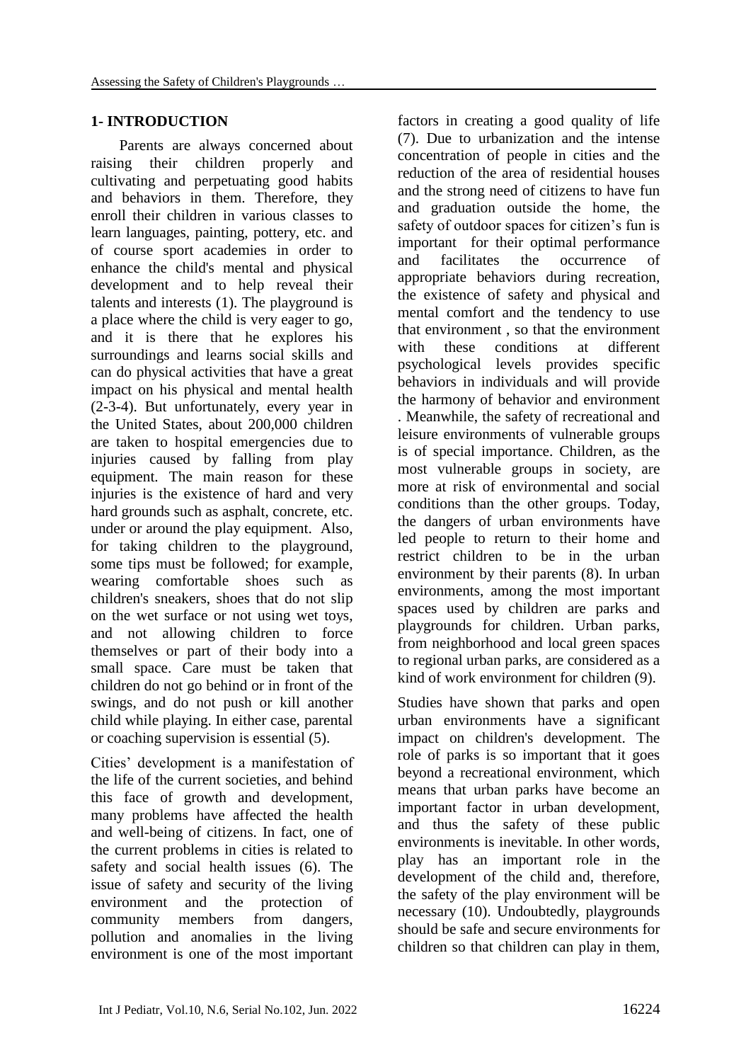## 1- INTRODUCTION

Parents are always concerned about raising their children properly and cultivating and perpetuating good habits and behaviors in them. Therefore, they enroll their children in various classes to learn languages, painting, pottery, etc. and of course sport academies in order to enhance the child's mental and physical development and to help reveal their talents and interests (1). The playground is a place where the child is very eager to go, and it is there that he explores his surroundings and learns social skills and can do physical activities that have a great impact on his physical and mental health (2-3-4). But unfortunately, every year in the United States, about 200,000 children are taken to hospital emergencies due to injuries caused by falling from play equipment. The main reason for these injuries is the existence of hard and very hard grounds such as asphalt, concrete, etc. under or around the play equipment. Also, for taking children to the playground, some tips must be followed; for example, wearing comfortable shoes such as children's sneakers, shoes that do not slip on the wet surface or not using wet toys, and not allowing children to force themselves or part of their body into a small space. Care must be taken that children do not go behind or in front of the swings, and do not push or kill another child while playing. In either case, parental or coaching supervision is essential (5).

Cities' development is a manifestation of the life of the current societies, and behind this face of growth and development, many problems have affected the health and well-being of citizens. In fact, one of the current problems in cities is related to safety and social health issues (6). The issue of safety and security of the living environment and the protection of community members from dangers, pollution and anomalies in the living environment is one of the most important factors in creating a good quality of life (7). Due to urbanization and the intense concentration of people in cities and the reduction of the area of residential houses and the strong need of citizens to have fun and graduation outside the home, the safety of outdoor spaces for citizen's fun is important for their optimal performance and facilitates the occurrence of appropriate behaviors during recreation, the existence of safety and physical and mental comfort and the tendency to use that environment , so that the environment with these conditions at different psychological levels provides specific behaviors in individuals and will provide the harmony of behavior and environment . Meanwhile, the safety of recreational and leisure environments of vulnerable groups is of special importance. Children, as the most vulnerable groups in society, are more at risk of environmental and social conditions than the other groups. Today, the dangers of urban environments have led people to return to their home and restrict children to be in the urban environment by their parents (8). In urban environments, among the most important spaces used by children are parks and playgrounds for children. Urban parks, from neighborhood and local green spaces to regional urban parks, are considered as a kind of work environment for children (9).

Studies have shown that parks and open urban environments have a significant impact on children's development. The role of parks is so important that it goes beyond a recreational environment, which means that urban parks have become an important factor in urban development, and thus the safety of these public environments is inevitable. In other words, play has an important role in the development of the child and, therefore, the safety of the play environment will be necessary (10). Undoubtedly, playgrounds should be safe and secure environments for children so that children can play in them,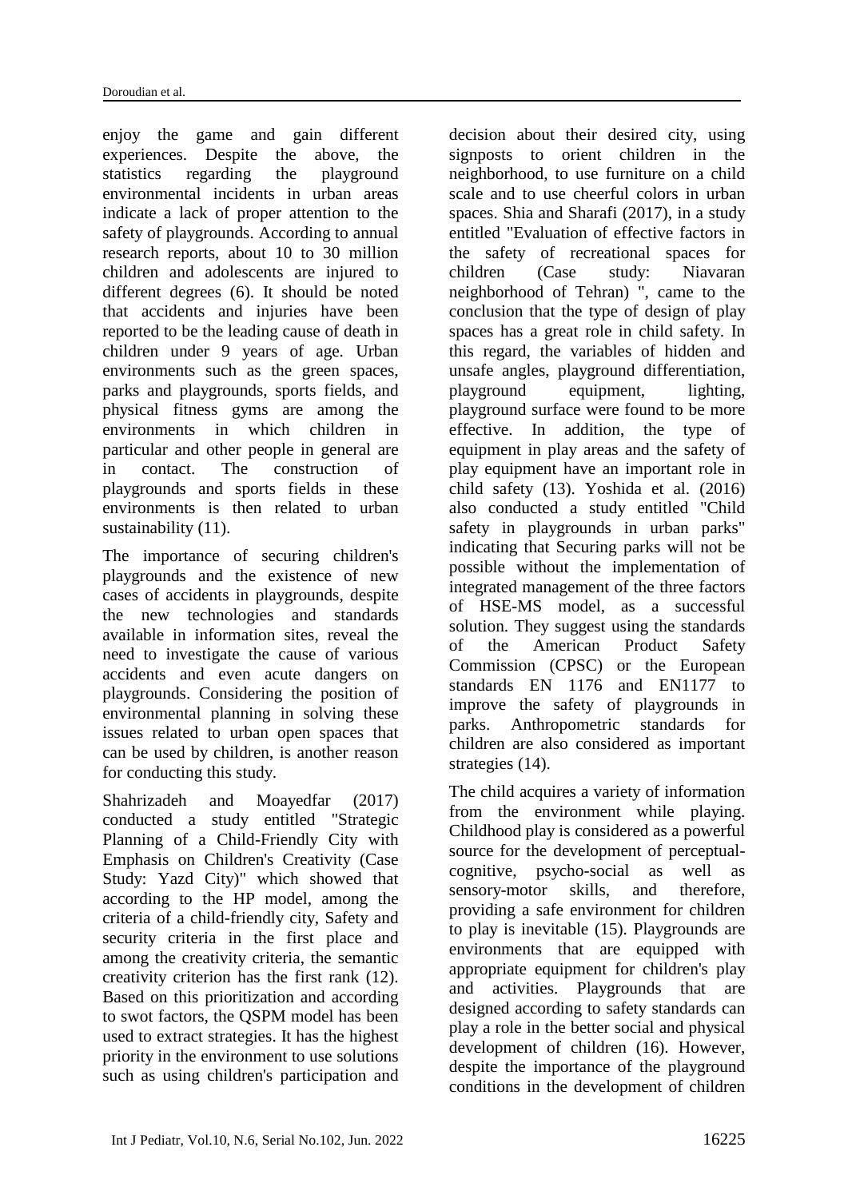enjoy the game and gain different experiences. Despite the above, the statistics regarding the playground environmental incidents in urban areas indicate a lack of proper attention to the safety of playgrounds. According to annual research reports, about 10 to 30 million children and adolescents are injured to different degrees (6). It should be noted that accidents and injuries have been reported to be the leading cause of death in children under 9 years of age. Urban environments such as the green spaces, parks and playgrounds, sports fields, and physical fitness gyms are among the environments in which children in particular and other people in general are in contact. The construction of playgrounds and sports fields in these environments is then related to urban sustainability (11).

The importance of securing children's playgrounds and the existence of new cases of accidents in playgrounds, despite the new technologies and standards available in information sites, reveal the need to investigate the cause of various accidents and even acute dangers on playgrounds. Considering the position of environmental planning in solving these issues related to urban open spaces that can be used by children, is another reason for conducting this study.

Shahrizadeh and Moayedfar (2017) conducted a study entitled "Strategic Planning of a Child-Friendly City with Emphasis on Children's Creativity (Case Study: Yazd City)" which showed that according to the HP model, among the criteria of a child-friendly city, Safety and security criteria in the first place and among the creativity criteria, the semantic creativity criterion has the first rank (12). Based on this prioritization and according to swot factors, the QSPM model has been used to extract strategies. It has the highest priority in the environment to use solutions such as using children's participation and decision about their desired city, using signposts to orient children in the neighborhood, to use furniture on a child scale and to use cheerful colors in urban spaces. Shia and Sharafi (2017), in a study entitled "Evaluation of effective factors in the safety of recreational spaces for children (Case study: Niavaran neighborhood of Tehran) ", came to the conclusion that the type of design of play spaces has a great role in child safety. In this regard, the variables of hidden and unsafe angles, playground differentiation, playground equipment, lighting, playground surface were found to be more effective. In addition, the type of equipment in play areas and the safety of play equipment have an important role in child safety (13). Yoshida et al. (2016) also conducted a study entitled "Child safety in playgrounds in urban parks" indicating that Securing parks will not be possible without the implementation of integrated management of the three factors of HSE-MS model, as a successful solution. They suggest using the standards of the American Product Safety Commission (CPSC) or the European standards EN 1176 and EN1177 to improve the safety of playgrounds in parks. Anthropometric standards for children are also considered as important strategies (14).

The child acquires a variety of information from the environment while playing. Childhood play is considered as a powerful source for the development of perceptual-cognitive, psycho-social as well as sensory-motor skills, and therefore, providing a safe environment for children to play is inevitable (15). Playgrounds are environments that are equipped with appropriate equipment for children's play and activities. Playgrounds that are designed according to safety standards can play a role in the better social and physical development of children (16). However, despite the importance of the playground conditions in the development of children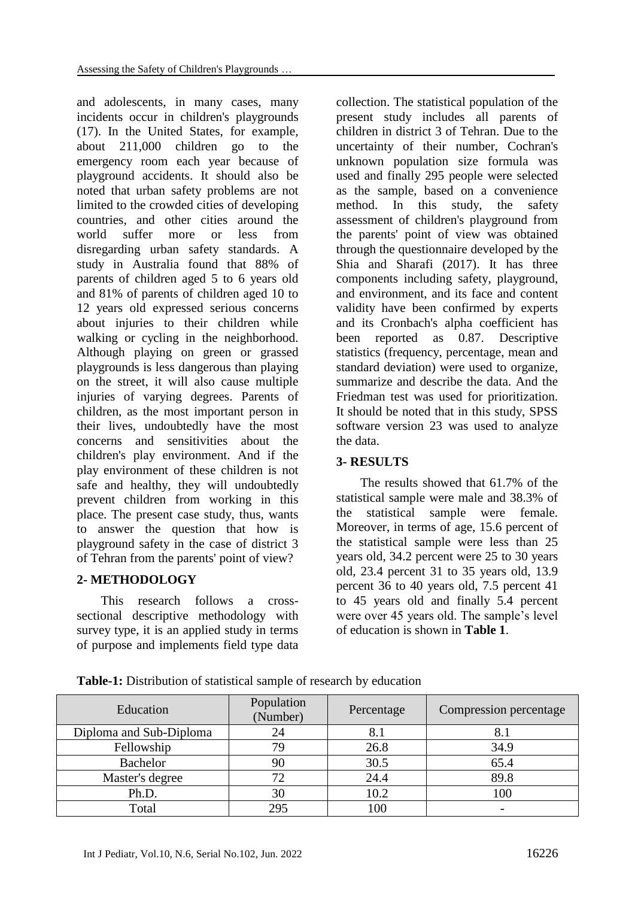and adolescents, in many cases, many incidents occur in children's playgrounds (17). In the United States, for example, about 211,000 children go to the emergency room each year because of playground accidents. It should also be noted that urban safety problems are not limited to the crowded cities of developing countries, and other cities around the world suffer more or less from disregarding urban safety standards. A study in Australia found that 88% of parents of children aged 5 to 6 years old and 81% of parents of children aged 10 to 12 years old expressed serious concerns about injuries to their children while walking or cycling in the neighborhood. Although playing on green or grassed playgrounds is less dangerous than playing on the street, it will also cause multiple injuries of varying degrees. Parents of children, as the most important person in their lives, undoubtedly have the most concerns and sensitivities about the children's play environment. And if the play environment of these children is not safe and healthy, they will undoubtedly prevent children from working in this place. The present case study, thus, wants to answer the question that how is playground safety in the case of district 3 of Tehran from the parents' point of view?

## 2- METHODOLOGY

This research follows a cross-sectional descriptive methodology with survey type, it is an applied study in terms of purpose and implements field type data collection. The statistical population of the present study includes all parents of children in district 3 of Tehran. Due to the uncertainty of their number, Cochran's unknown population size formula was used and finally 295 people were selected as the sample, based on a convenience method. In this study, the safety assessment of children's playground from the parents' point of view was obtained through the questionnaire developed by the Shia and Sharafi (2017). It has three components including safety, playground, and environment, and its face and content validity have been confirmed by experts and its Cronbach's alpha coefficient has been reported as 0.87. Descriptive statistics (frequency, percentage, mean and standard deviation) were used to organize, summarize and describe the data. And the Friedman test was used for prioritization. It should be noted that in this study, SPSS software version 23 was used to analyze the data.

## 3- RESULTS

The results showed that 61.7% of the statistical sample were male and 38.3% of the statistical sample were female. Moreover, in terms of age, 15.6 percent of the statistical sample were less than 25 years old, 34.2 percent were 25 to 30 years old, 23.4 percent 31 to 35 years old, 13.9 percent 36 to 40 years old, 7.5 percent 41 to 45 years old and finally 5.4 percent were over 45 years old. The sample's level of education is shown in **Table 1**.

**Table-1:** Distribution of statistical sample of research by education

| Education | Population (Number) | Percentage | Compression percentage |
|---|---|---|---|
| Diploma and Sub-Diploma | 24 | 8.1 | 8.1 |
| Fellowship | 79 | 26.8 | 34.9 |
| Bachelor | 90 | 30.5 | 65.4 |
| Master's degree | 72 | 24.4 | 89.8 |
| Ph.D. | 30 | 10.2 | 100 |
| Total | 295 | 100 | - |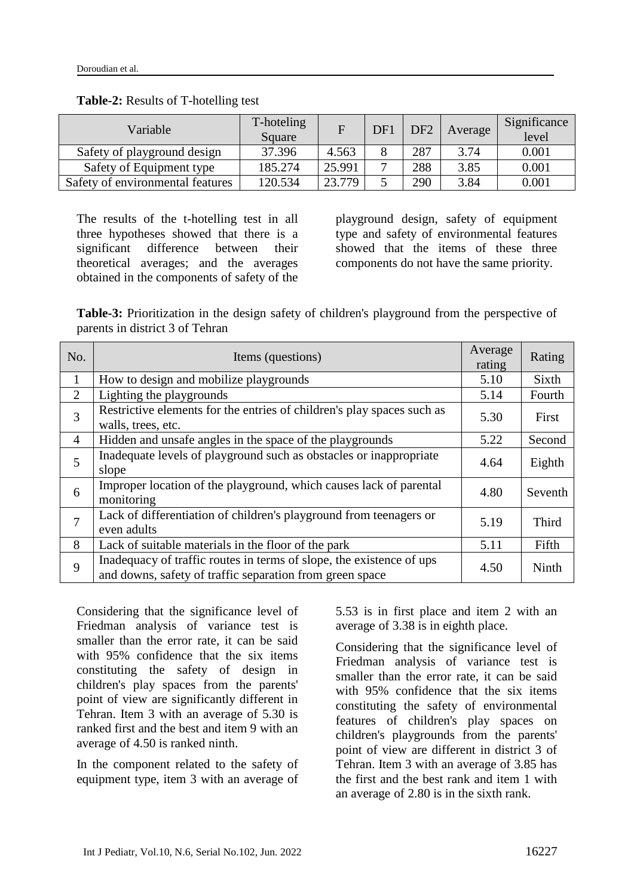**Table-2:** Results of T-hotelling test

| Variable | T-hoteling Square | F | DF1 | DF2 | Average | Significance level |
|---|---|---|---|---|---|---|
| Safety of playground design | 37.396 | 4.563 | 8 | 287 | 3.74 | 0.001 |
| Safety of Equipment type | 185.274 | 25.991 | 7 | 288 | 3.85 | 0.001 |
| Safety of environmental features | 120.534 | 23.779 | 5 | 290 | 3.84 | 0.001 |

The results of the t-hotelling test in all three hypotheses showed that there is a significant difference between their theoretical averages; and the averages obtained in the components of safety of the playground design, safety of equipment type and safety of environmental features showed that the items of these three components do not have the same priority.

**Table-3:** Prioritization in the design safety of children's playground from the perspective of parents in district 3 of Tehran

| No. | Items (questions) | Average rating | Rating |
|---|---|---|---|
| 1 | How to design and mobilize playgrounds | 5.10 | Sixth |
| 2 | Lighting the playgrounds | 5.14 | Fourth |
| 3 | Restrictive elements for the entries of children's play spaces such as walls, trees, etc. | 5.30 | First |
| 4 | Hidden and unsafe angles in the space of the playgrounds | 5.22 | Second |
| 5 | Inadequate levels of playground such as obstacles or inappropriate slope | 4.64 | Eighth |
| 6 | Improper location of the playground, which causes lack of parental monitoring | 4.80 | Seventh |
| 7 | Lack of differentiation of children's playground from teenagers or even adults | 5.19 | Third |
| 8 | Lack of suitable materials in the floor of the park | 5.11 | Fifth |
| 9 | Inadequacy of traffic routes in terms of slope, the existence of ups and downs, safety of traffic separation from green space | 4.50 | Ninth |

Considering that the significance level of Friedman analysis of variance test is smaller than the error rate, it can be said with 95% confidence that the six items constituting the safety of design in children's play spaces from the parents' point of view are significantly different in Tehran. Item 3 with an average of 5.30 is ranked first and the best and item 9 with an average of 4.50 is ranked ninth.

In the component related to the safety of equipment type, item 3 with an average of 5.53 is in first place and item 2 with an average of 3.38 is in eighth place.

Considering that the significance level of Friedman analysis of variance test is smaller than the error rate, it can be said with 95% confidence that the six items constituting the safety of environmental features of children's play spaces on children's playgrounds from the parents' point of view are different in district 3 of Tehran. Item 3 with an average of 3.85 has the first and the best rank and item 1 with an average of 2.80 is in the sixth rank.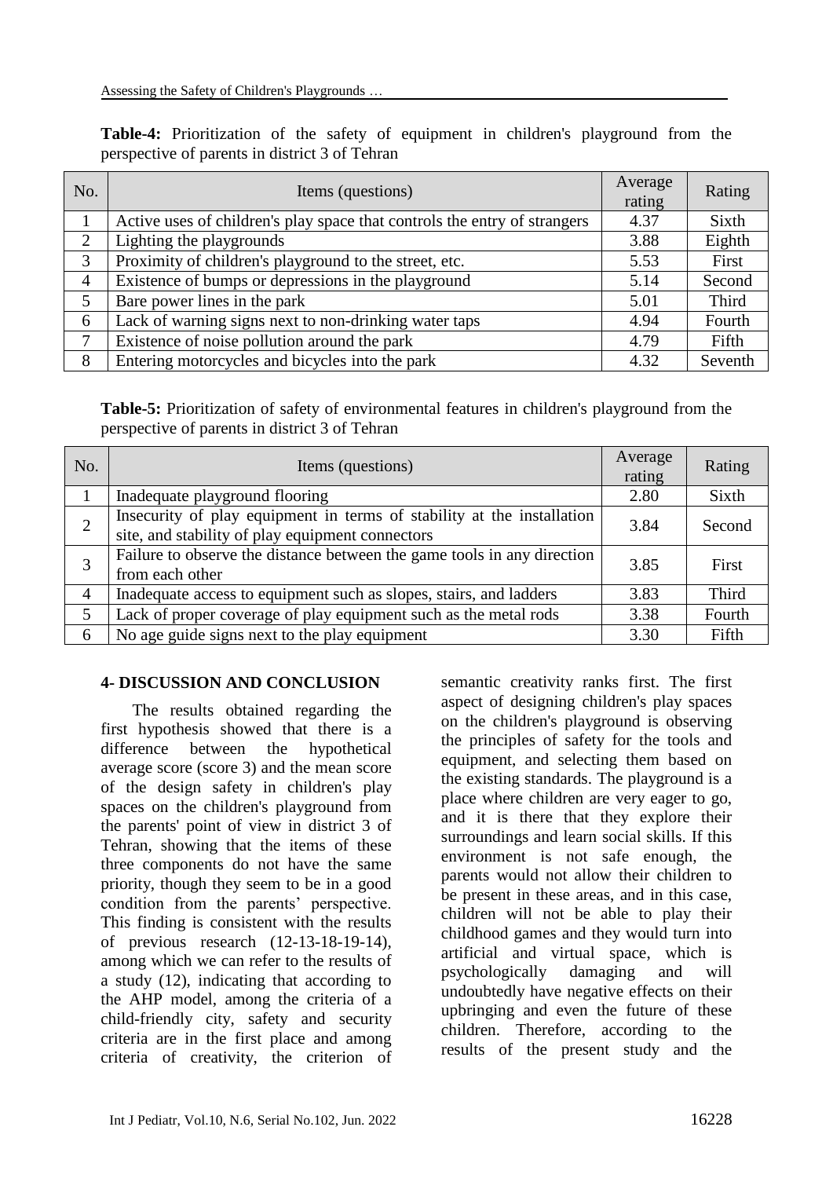**Table-4:** Prioritization of the safety of equipment in children's playground from the perspective of parents in district 3 of Tehran

| No. | Items (questions) | Average rating | Rating |
|---|---|---|---|
| 1 | Active uses of children's play space that controls the entry of strangers | 4.37 | Sixth |
| 2 | Lighting the playgrounds | 3.88 | Eighth |
| 3 | Proximity of children's playground to the street, etc. | 5.53 | First |
| 4 | Existence of bumps or depressions in the playground | 5.14 | Second |
| 5 | Bare power lines in the park | 5.01 | Third |
| 6 | Lack of warning signs next to non-drinking water taps | 4.94 | Fourth |
| 7 | Existence of noise pollution around the park | 4.79 | Fifth |
| 8 | Entering motorcycles and bicycles into the park | 4.32 | Seventh |

**Table-5:** Prioritization of safety of environmental features in children's playground from the perspective of parents in district 3 of Tehran

| No. | Items (questions) | Average rating | Rating |
|---|---|---|---|
| 1 | Inadequate playground flooring | 2.80 | Sixth |
| 2 | Insecurity of play equipment in terms of stability at the installation site, and stability of play equipment connectors | 3.84 | Second |
| 3 | Failure to observe the distance between the game tools in any direction from each other | 3.85 | First |
| 4 | Inadequate access to equipment such as slopes, stairs, and ladders | 3.83 | Third |
| 5 | Lack of proper coverage of play equipment such as the metal rods | 3.38 | Fourth |
| 6 | No age guide signs next to the play equipment | 3.30 | Fifth |

## 4- DISCUSSION AND CONCLUSION

The results obtained regarding the first hypothesis showed that there is a difference between the hypothetical average score (score 3) and the mean score of the design safety in children's play spaces on the children's playground from the parents' point of view in district 3 of Tehran, showing that the items of these three components do not have the same priority, though they seem to be in a good condition from the parents' perspective. This finding is consistent with the results of previous research (12-13-18-19-14), among which we can refer to the results of a study (12), indicating that according to the AHP model, among the criteria of a child-friendly city, safety and security criteria are in the first place and among criteria of creativity, the criterion of semantic creativity ranks first. The first aspect of designing children's play spaces on the children's playground is observing the principles of safety for the tools and equipment, and selecting them based on the existing standards. The playground is a place where children are very eager to go, and it is there that they explore their surroundings and learn social skills. If this environment is not safe enough, the parents would not allow their children to be present in these areas, and in this case, children will not be able to play their childhood games and they would turn into artificial and virtual space, which is psychologically damaging and will undoubtedly have negative effects on their upbringing and even the future of these children. Therefore, according to the results of the present study and the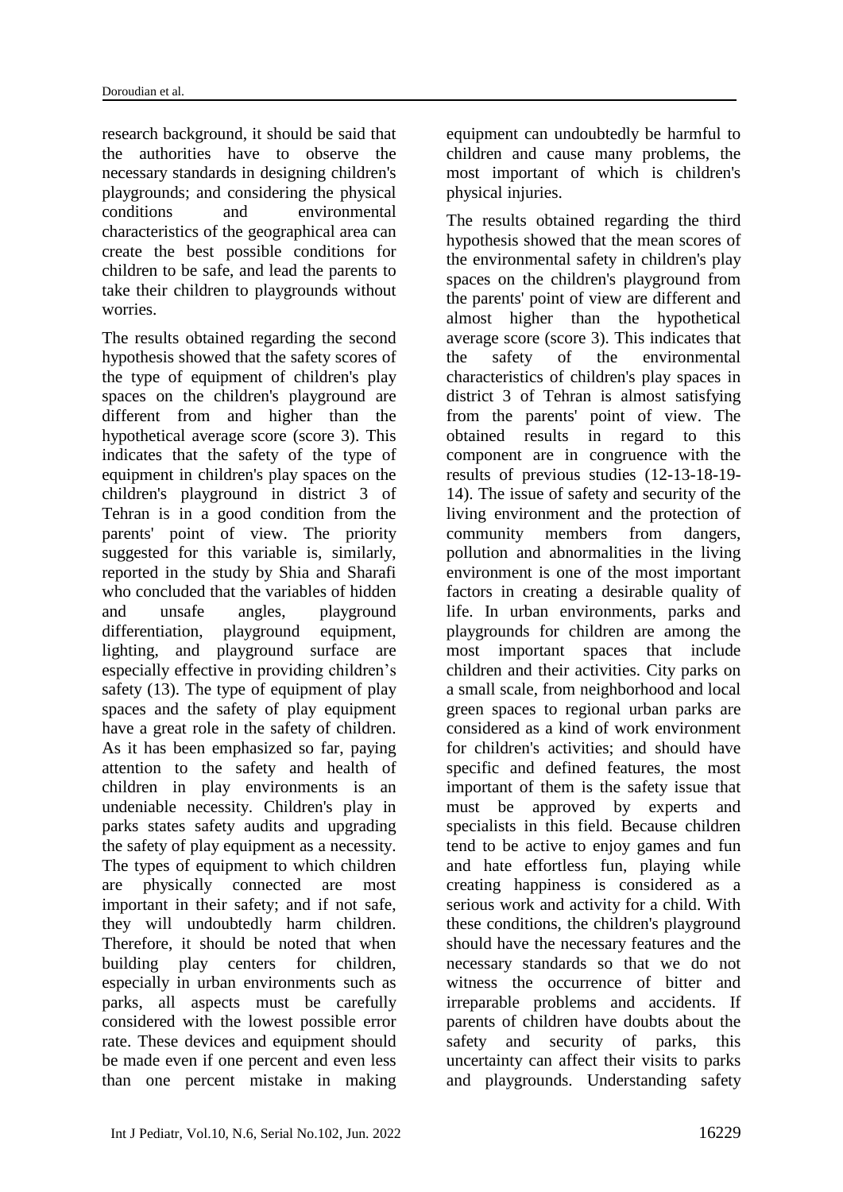research background, it should be said that the authorities have to observe the necessary standards in designing children's playgrounds; and considering the physical conditions and environmental characteristics of the geographical area can create the best possible conditions for children to be safe, and lead the parents to take their children to playgrounds without worries.

The results obtained regarding the second hypothesis showed that the safety scores of the type of equipment of children's play spaces on the children's playground are different from and higher than the hypothetical average score (score 3). This indicates that the safety of the type of equipment in children's play spaces on the children's playground in district 3 of Tehran is in a good condition from the parents' point of view. The priority suggested for this variable is, similarly, reported in the study by Shia and Sharafi who concluded that the variables of hidden and unsafe angles, playground differentiation, playground equipment, lighting, and playground surface are especially effective in providing children's safety (13). The type of equipment of play spaces and the safety of play equipment have a great role in the safety of children. As it has been emphasized so far, paying attention to the safety and health of children in play environments is an undeniable necessity. Children's play in parks states safety audits and upgrading the safety of play equipment as a necessity. The types of equipment to which children are physically connected are most important in their safety; and if not safe, they will undoubtedly harm children. Therefore, it should be noted that when building play centers for children, especially in urban environments such as parks, all aspects must be carefully considered with the lowest possible error rate. These devices and equipment should be made even if one percent and even less than one percent mistake in making equipment can undoubtedly be harmful to children and cause many problems, the most important of which is children's physical injuries.

The results obtained regarding the third hypothesis showed that the mean scores of the environmental safety in children's play spaces on the children's playground from the parents' point of view are different and almost higher than the hypothetical average score (score 3). This indicates that the safety of the environmental characteristics of children's play spaces in district 3 of Tehran is almost satisfying from the parents' point of view. The obtained results in regard to this component are in congruence with the results of previous studies (12-13-18-19-14). The issue of safety and security of the living environment and the protection of community members from dangers, pollution and abnormalities in the living environment is one of the most important factors in creating a desirable quality of life. In urban environments, parks and playgrounds for children are among the most important spaces that include children and their activities. City parks on a small scale, from neighborhood and local green spaces to regional urban parks are considered as a kind of work environment for children's activities; and should have specific and defined features, the most important of them is the safety issue that must be approved by experts and specialists in this field. Because children tend to be active to enjoy games and fun and hate effortless fun, playing while creating happiness is considered as a serious work and activity for a child. With these conditions, the children's playground should have the necessary features and the necessary standards so that we do not witness the occurrence of bitter and irreparable problems and accidents. If parents of children have doubts about the safety and security of parks, this uncertainty can affect their visits to parks and playgrounds. Understanding safety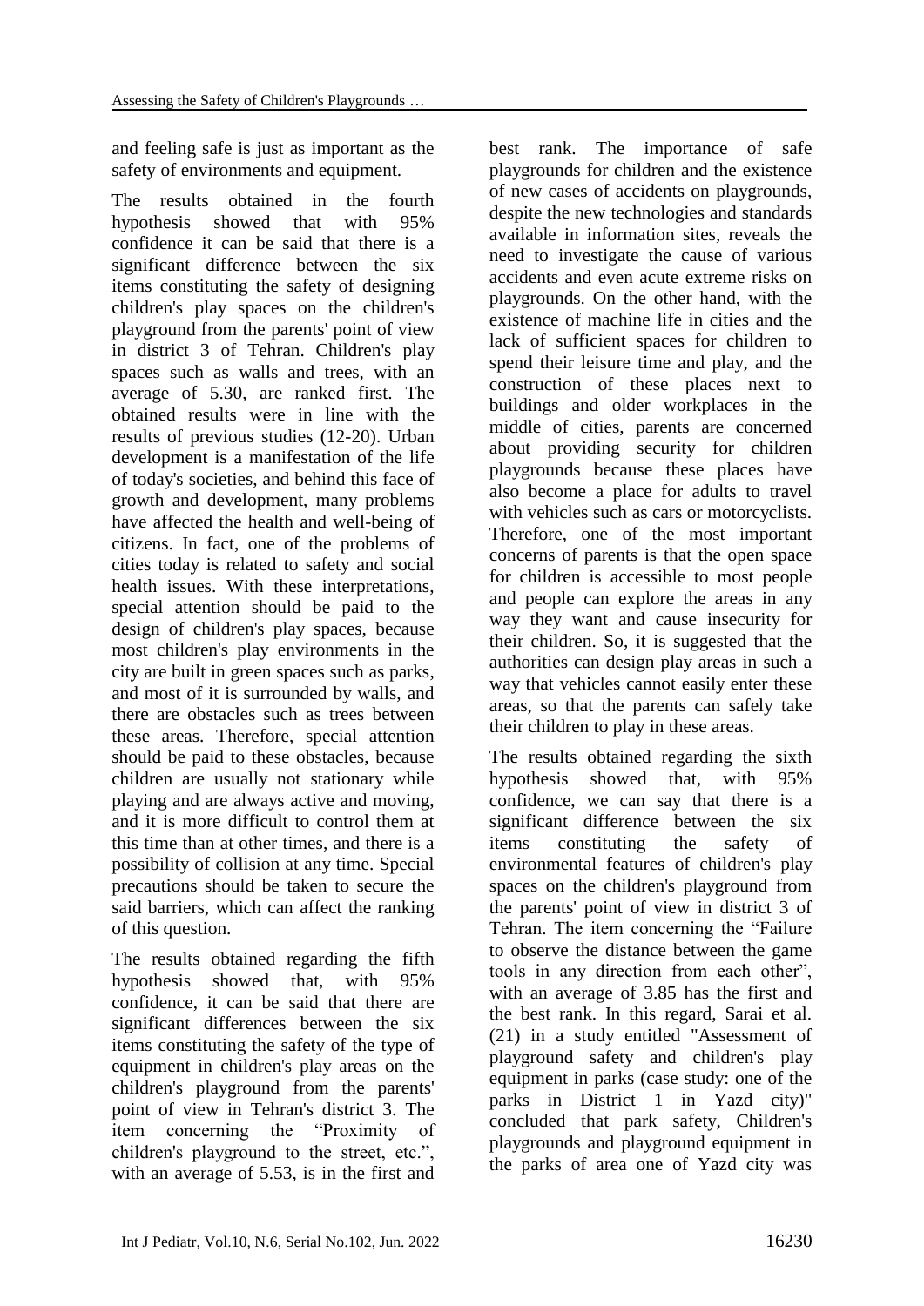and feeling safe is just as important as the safety of environments and equipment.

The results obtained in the fourth hypothesis showed that with 95% confidence it can be said that there is a significant difference between the six items constituting the safety of designing children's play spaces on the children's playground from the parents' point of view in district 3 of Tehran. Children's play spaces such as walls and trees, with an average of 5.30, are ranked first. The obtained results were in line with the results of previous studies (12-20). Urban development is a manifestation of the life of today's societies, and behind this face of growth and development, many problems have affected the health and well-being of citizens. In fact, one of the problems of cities today is related to safety and social health issues. With these interpretations, special attention should be paid to the design of children's play spaces, because most children's play environments in the city are built in green spaces such as parks, and most of it is surrounded by walls, and there are obstacles such as trees between these areas. Therefore, special attention should be paid to these obstacles, because children are usually not stationary while playing and are always active and moving, and it is more difficult to control them at this time than at other times, and there is a possibility of collision at any time. Special precautions should be taken to secure the said barriers, which can affect the ranking of this question.

The results obtained regarding the fifth hypothesis showed that, with 95% confidence, it can be said that there are significant differences between the six items constituting the safety of the type of equipment in children's play areas on the children's playground from the parents' point of view in Tehran's district 3. The item concerning the "Proximity of children's playground to the street, etc.", with an average of 5.53, is in the first and best rank. The importance of safe playgrounds for children and the existence of new cases of accidents on playgrounds, despite the new technologies and standards available in information sites, reveals the need to investigate the cause of various accidents and even acute extreme risks on playgrounds. On the other hand, with the existence of machine life in cities and the lack of sufficient spaces for children to spend their leisure time and play, and the construction of these places next to buildings and older workplaces in the middle of cities, parents are concerned about providing security for children playgrounds because these places have also become a place for adults to travel with vehicles such as cars or motorcyclists. Therefore, one of the most important concerns of parents is that the open space for children is accessible to most people and people can explore the areas in any way they want and cause insecurity for their children. So, it is suggested that the authorities can design play areas in such a way that vehicles cannot easily enter these areas, so that the parents can safely take their children to play in these areas.

The results obtained regarding the sixth hypothesis showed that, with 95% confidence, we can say that there is a significant difference between the six items constituting the safety of environmental features of children's play spaces on the children's playground from the parents' point of view in district 3 of Tehran. The item concerning the "Failure to observe the distance between the game tools in any direction from each other", with an average of 3.85 has the first and the best rank. In this regard, Sarai et al. (21) in a study entitled "Assessment of playground safety and children's play equipment in parks (case study: one of the parks in District 1 in Yazd city)" concluded that park safety, Children's playgrounds and playground equipment in the parks of area one of Yazd city was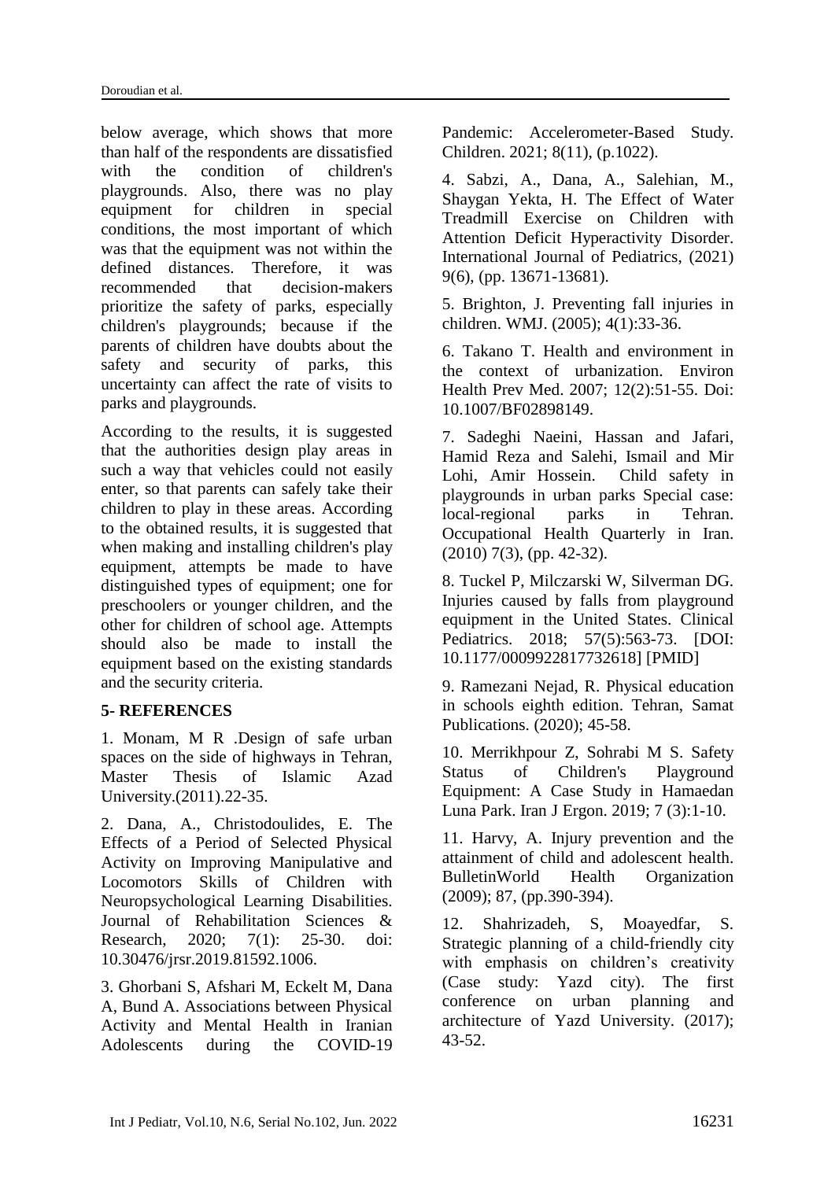below average, which shows that more than half of the respondents are dissatisfied with the condition of children's playgrounds. Also, there was no play equipment for children in special conditions, the most important of which was that the equipment was not within the defined distances. Therefore, it was recommended that decision-makers prioritize the safety of parks, especially children's playgrounds; because if the parents of children have doubts about the safety and security of parks, this uncertainty can affect the rate of visits to parks and playgrounds.

According to the results, it is suggested that the authorities design play areas in such a way that vehicles could not easily enter, so that parents can safely take their children to play in these areas. According to the obtained results, it is suggested that when making and installing children's play equipment, attempts be made to have distinguished types of equipment; one for preschoolers or younger children, and the other for children of school age. Attempts should also be made to install the equipment based on the existing standards and the security criteria.

## 5- REFERENCES

1. Monam, M R .Design of safe urban spaces on the side of highways in Tehran, Master Thesis of Islamic Azad University.(2011).22-35.

2. Dana, A., Christodoulides, E. The Effects of a Period of Selected Physical Activity on Improving Manipulative and Locomotors Skills of Children with Neuropsychological Learning Disabilities. Journal of Rehabilitation Sciences & Research, 2020; 7(1): 25-30. doi: 10.30476/jrsr.2019.81592.1006.

3. Ghorbani S, Afshari M, Eckelt M, Dana A, Bund A. Associations between Physical Activity and Mental Health in Iranian Adolescents during the COVID-19 Pandemic: Accelerometer-Based Study. Children. 2021; 8(11), (p.1022).

4. Sabzi, A., Dana, A., Salehian, M., Shaygan Yekta, H. The Effect of Water Treadmill Exercise on Children with Attention Deficit Hyperactivity Disorder. International Journal of Pediatrics, (2021) 9(6), (pp. 13671-13681).

5. Brighton, J. Preventing fall injuries in children. WMJ. (2005); 4(1):33-36.

6. Takano T. Health and environment in the context of urbanization. Environ Health Prev Med. 2007; 12(2):51-55. Doi: 10.1007/BF02898149.

7. Sadeghi Naeini, Hassan and Jafari, Hamid Reza and Salehi, Ismail and Mir Lohi, Amir Hossein. Child safety in playgrounds in urban parks Special case: local-regional parks in Tehran. Occupational Health Quarterly in Iran. (2010) 7(3), (pp. 42-32).

8. Tuckel P, Milczarski W, Silverman DG. Injuries caused by falls from playground equipment in the United States. Clinical Pediatrics. 2018; 57(5):563-73. [DOI: 10.1177/0009922817732618] [PMID]

9. Ramezani Nejad, R. Physical education in schools eighth edition. Tehran, Samat Publications. (2020); 45-58.

10. Merrikhpour Z, Sohrabi M S. Safety Status of Children's Playground Equipment: A Case Study in Hamaedan Luna Park. Iran J Ergon. 2019; 7 (3):1-10.

11. Harvy, A. Injury prevention and the attainment of child and adolescent health. BulletinWorld Health Organization (2009); 87, (pp.390-394).

12. Shahrizadeh, S, Moayedfar, S. Strategic planning of a child-friendly city with emphasis on children's creativity (Case study: Yazd city). The first conference on urban planning and architecture of Yazd University. (2017); 43-52.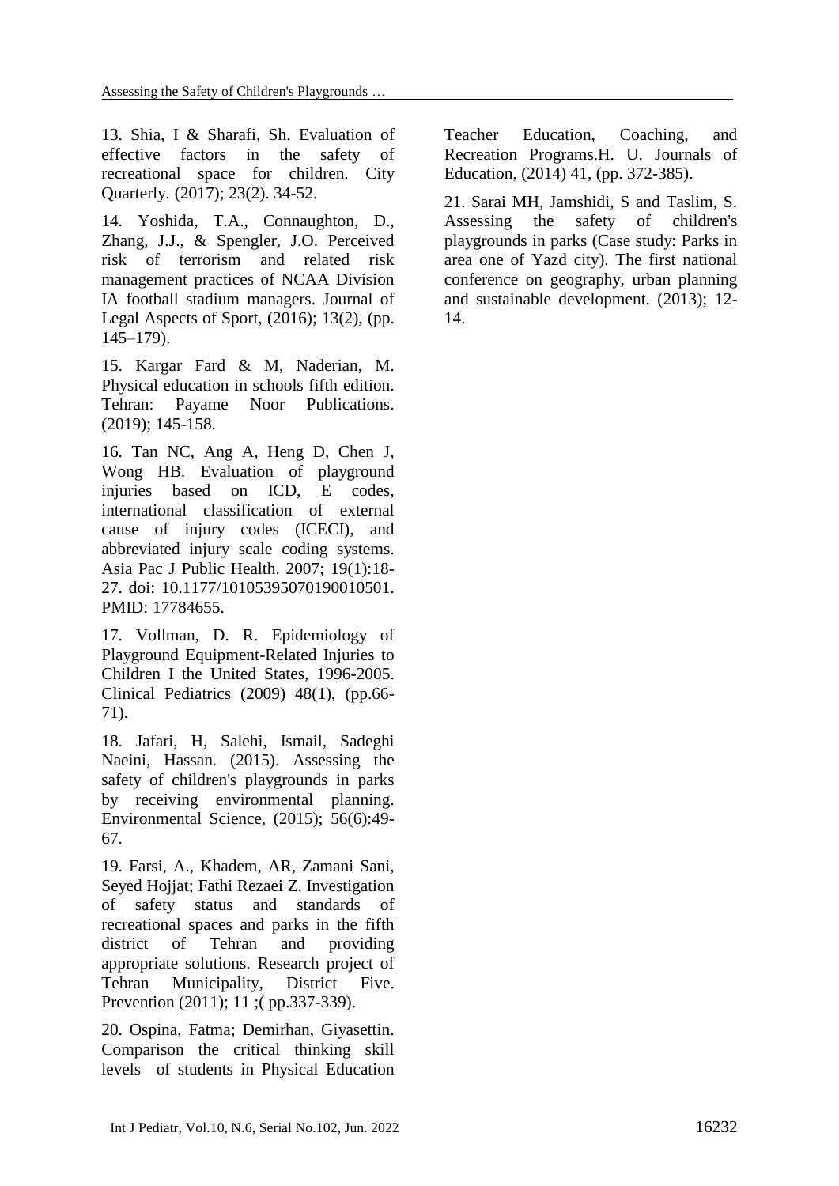13. Shia, I & Sharafi, Sh. Evaluation of effective factors in the safety of recreational space for children. City Quarterly. (2017); 23(2). 34-52.

14. Yoshida, T.A., Connaughton, D., Zhang, J.J., & Spengler, J.O. Perceived risk of terrorism and related risk management practices of NCAA Division IA football stadium managers. Journal of Legal Aspects of Sport, (2016); 13(2), (pp. 145–179).

15. Kargar Fard & M, Naderian, M. Physical education in schools fifth edition. Tehran: Payame Noor Publications. (2019); 145-158.

16. Tan NC, Ang A, Heng D, Chen J, Wong HB. Evaluation of playground injuries based on ICD, E codes, international classification of external cause of injury codes (ICECI), and abbreviated injury scale coding systems. Asia Pac J Public Health. 2007; 19(1):18-27. doi: 10.1177/10105395070190010501. PMID: 17784655.

17. Vollman, D. R. Epidemiology of Playground Equipment-Related Injuries to Children I the United States, 1996-2005. Clinical Pediatrics (2009) 48(1), (pp.66-71).

18. Jafari, H, Salehi, Ismail, Sadeghi Naeini, Hassan. (2015). Assessing the safety of children's playgrounds in parks by receiving environmental planning. Environmental Science, (2015); 56(6):49-67.

19. Farsi, A., Khadem, AR, Zamani Sani, Seyed Hojjat; Fathi Rezaei Z. Investigation of safety status and standards of recreational spaces and parks in the fifth district of Tehran and providing appropriate solutions. Research project of Tehran Municipality, District Five. Prevention (2011); 11 ;( pp.337-339).

20. Ospina, Fatma; Demirhan, Giyasettin. Comparison the critical thinking skill levels of students in Physical Education Teacher Education, Coaching, and Recreation Programs.H. U. Journals of Education, (2014) 41, (pp. 372-385).

21. Sarai MH, Jamshidi, S and Taslim, S. Assessing the safety of children's playgrounds in parks (Case study: Parks in area one of Yazd city). The first national conference on geography, urban planning and sustainable development. (2013); 12-14.